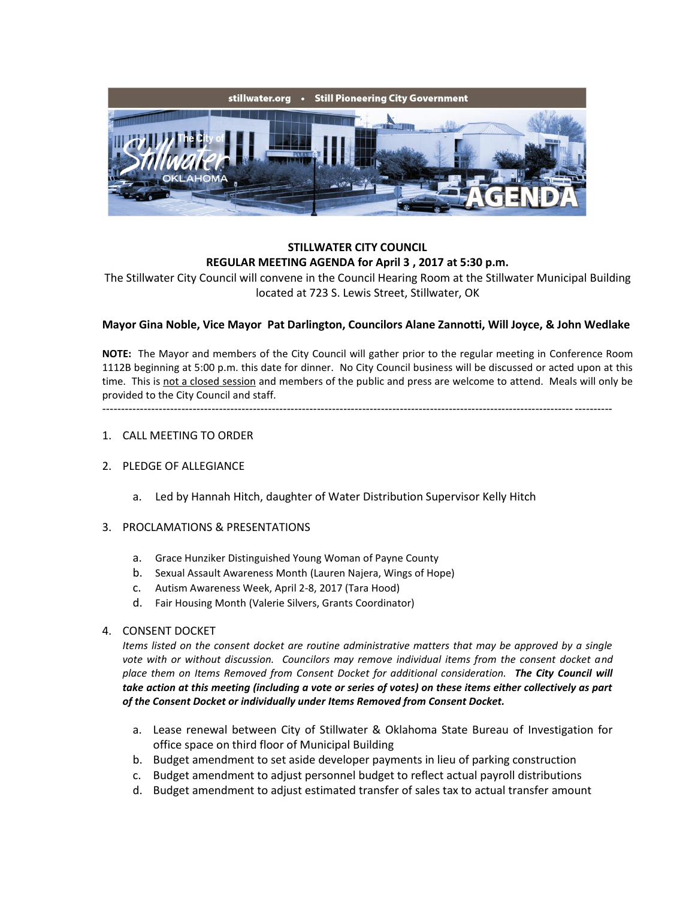stillwater.org • Still Pioneering City Government

# STILLWATER CITY COUNCIL
## REGULAR MEETING AGENDA for April 3 , 2017 at 5:30 p.m.

The Stillwater City Council will convene in the Council Hearing Room at the Stillwater Municipal Building located at 723 S. Lewis Street, Stillwater, OK

**Mayor Gina Noble, Vice Mayor Pat Darlington, Councilors Alane Zannotti, Will Joyce, & John Wedlake**

**NOTE:** The Mayor and members of the City Council will gather prior to the regular meeting in Conference Room 1112B beginning at 5:00 p.m. this date for dinner. No City Council business will be discussed or acted upon at this time. This is not a closed session and members of the public and press are welcome to attend. Meals will only be provided to the City Council and staff.

---

1. CALL MEETING TO ORDER

2. PLEDGE OF ALLEGIANCE

   a. Led by Hannah Hitch, daughter of Water Distribution Supervisor Kelly Hitch

3. PROCLAMATIONS & PRESENTATIONS

   a. Grace Hunziker Distinguished Young Woman of Payne County
   b. Sexual Assault Awareness Month (Lauren Najera, Wings of Hope)
   c. Autism Awareness Week, April 2-8, 2017 (Tara Hood)
   d. Fair Housing Month (Valerie Silvers, Grants Coordinator)

4. CONSENT DOCKET

   *Items listed on the consent docket are routine administrative matters that may be approved by a single vote with or without discussion. Councilors may remove individual items from the consent docket and place them on Items Removed from Consent Docket for additional consideration.* ***The City Council will take action at this meeting (including a vote or series of votes) on these items either collectively as part of the Consent Docket or individually under Items Removed from Consent Docket.***

   a. Lease renewal between City of Stillwater & Oklahoma State Bureau of Investigation for office space on third floor of Municipal Building
   b. Budget amendment to set aside developer payments in lieu of parking construction
   c. Budget amendment to adjust personnel budget to reflect actual payroll distributions
   d. Budget amendment to adjust estimated transfer of sales tax to actual transfer amount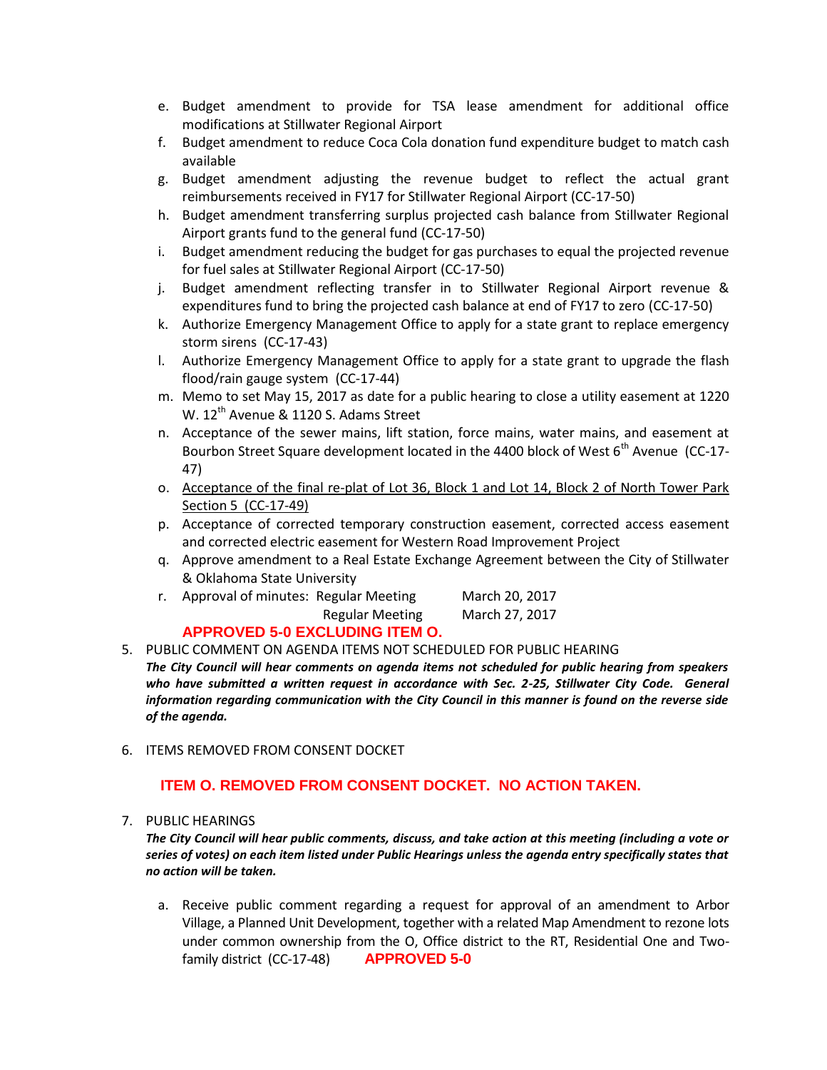e. Budget amendment to provide for TSA lease amendment for additional office modifications at Stillwater Regional Airport
f. Budget amendment to reduce Coca Cola donation fund expenditure budget to match cash available
g. Budget amendment adjusting the revenue budget to reflect the actual grant reimbursements received in FY17 for Stillwater Regional Airport (CC-17-50)
h. Budget amendment transferring surplus projected cash balance from Stillwater Regional Airport grants fund to the general fund (CC-17-50)
i. Budget amendment reducing the budget for gas purchases to equal the projected revenue for fuel sales at Stillwater Regional Airport (CC-17-50)
j. Budget amendment reflecting transfer in to Stillwater Regional Airport revenue & expenditures fund to bring the projected cash balance at end of FY17 to zero (CC-17-50)
k. Authorize Emergency Management Office to apply for a state grant to replace emergency storm sirens (CC-17-43)
l. Authorize Emergency Management Office to apply for a state grant to upgrade the flash flood/rain gauge system (CC-17-44)
m. Memo to set May 15, 2017 as date for a public hearing to close a utility easement at 1220 W. 12th Avenue & 1120 S. Adams Street
n. Acceptance of the sewer mains, lift station, force mains, water mains, and easement at Bourbon Street Square development located in the 4400 block of West 6th Avenue (CC-17-47)
o. Acceptance of the final re-plat of Lot 36, Block 1 and Lot 14, Block 2 of North Tower Park Section 5 (CC-17-49)
p. Acceptance of corrected temporary construction easement, corrected access easement and corrected electric easement for Western Road Improvement Project
q. Approve amendment to a Real Estate Exchange Agreement between the City of Stillwater & Oklahoma State University
r. Approval of minutes: Regular Meeting March 20, 2017
   Regular Meeting March 27, 2017

**APPROVED 5-0 EXCLUDING ITEM O.**

5. PUBLIC COMMENT ON AGENDA ITEMS NOT SCHEDULED FOR PUBLIC HEARING

***The City Council will hear comments on agenda items not scheduled for public hearing from speakers who have submitted a written request in accordance with Sec. 2-25, Stillwater City Code. General information regarding communication with the City Council in this manner is found on the reverse side of the agenda.***

6. ITEMS REMOVED FROM CONSENT DOCKET

**ITEM O. REMOVED FROM CONSENT DOCKET. NO ACTION TAKEN.**

7. PUBLIC HEARINGS

***The City Council will hear public comments, discuss, and take action at this meeting (including a vote or series of votes) on each item listed under Public Hearings unless the agenda entry specifically states that no action will be taken.***

a. Receive public comment regarding a request for approval of an amendment to Arbor Village, a Planned Unit Development, together with a related Map Amendment to rezone lots under common ownership from the O, Office district to the RT, Residential One and Two-family district (CC-17-48) **APPROVED 5-0**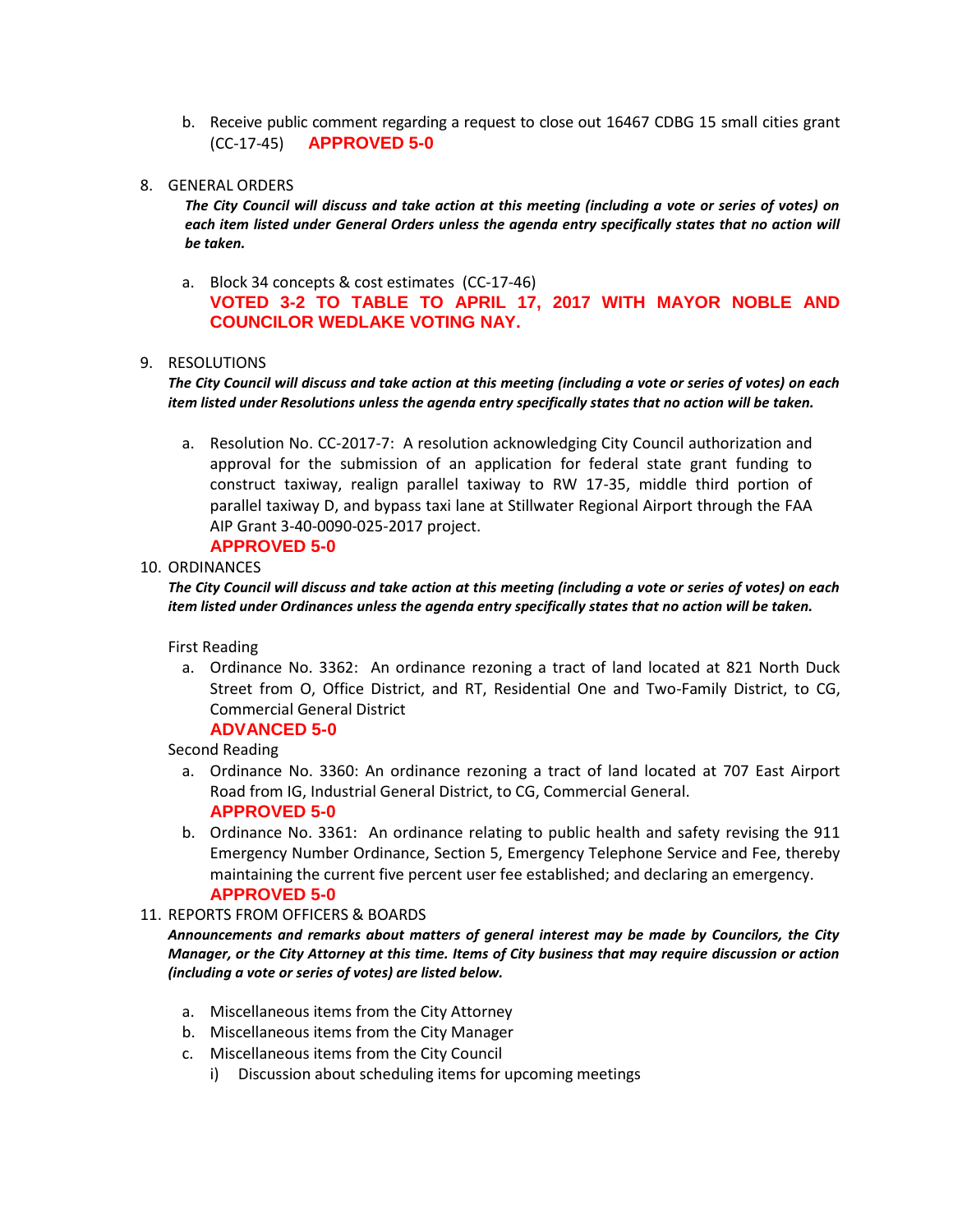b. Receive public comment regarding a request to close out 16467 CDBG 15 small cities grant (CC-17-45) **APPROVED 5-0**

8. GENERAL ORDERS

   ***The City Council will discuss and take action at this meeting (including a vote or series of votes) on each item listed under General Orders unless the agenda entry specifically states that no action will be taken.***

   a. Block 34 concepts & cost estimates (CC-17-46)
      **VOTED 3-2 TO TABLE TO APRIL 17, 2017 WITH MAYOR NOBLE AND COUNCILOR WEDLAKE VOTING NAY.**

9. RESOLUTIONS

   ***The City Council will discuss and take action at this meeting (including a vote or series of votes) on each item listed under Resolutions unless the agenda entry specifically states that no action will be taken.***

   a. Resolution No. CC-2017-7: A resolution acknowledging City Council authorization and approval for the submission of an application for federal state grant funding to construct taxiway, realign parallel taxiway to RW 17-35, middle third portion of parallel taxiway D, and bypass taxi lane at Stillwater Regional Airport through the FAA AIP Grant 3-40-0090-025-2017 project.
      **APPROVED 5-0**

10. ORDINANCES

    ***The City Council will discuss and take action at this meeting (including a vote or series of votes) on each item listed under Ordinances unless the agenda entry specifically states that no action will be taken.***

    First Reading

    a. Ordinance No. 3362: An ordinance rezoning a tract of land located at 821 North Duck Street from O, Office District, and RT, Residential One and Two-Family District, to CG, Commercial General District
       **ADVANCED 5-0**

    Second Reading

    a. Ordinance No. 3360: An ordinance rezoning a tract of land located at 707 East Airport Road from IG, Industrial General District, to CG, Commercial General.
       **APPROVED 5-0**
    b. Ordinance No. 3361: An ordinance relating to public health and safety revising the 911 Emergency Number Ordinance, Section 5, Emergency Telephone Service and Fee, thereby maintaining the current five percent user fee established; and declaring an emergency.
       **APPROVED 5-0**

11. REPORTS FROM OFFICERS & BOARDS

    ***Announcements and remarks about matters of general interest may be made by Councilors, the City Manager, or the City Attorney at this time. Items of City business that may require discussion or action (including a vote or series of votes) are listed below.***

    a. Miscellaneous items from the City Attorney
    b. Miscellaneous items from the City Manager
    c. Miscellaneous items from the City Council
       i) Discussion about scheduling items for upcoming meetings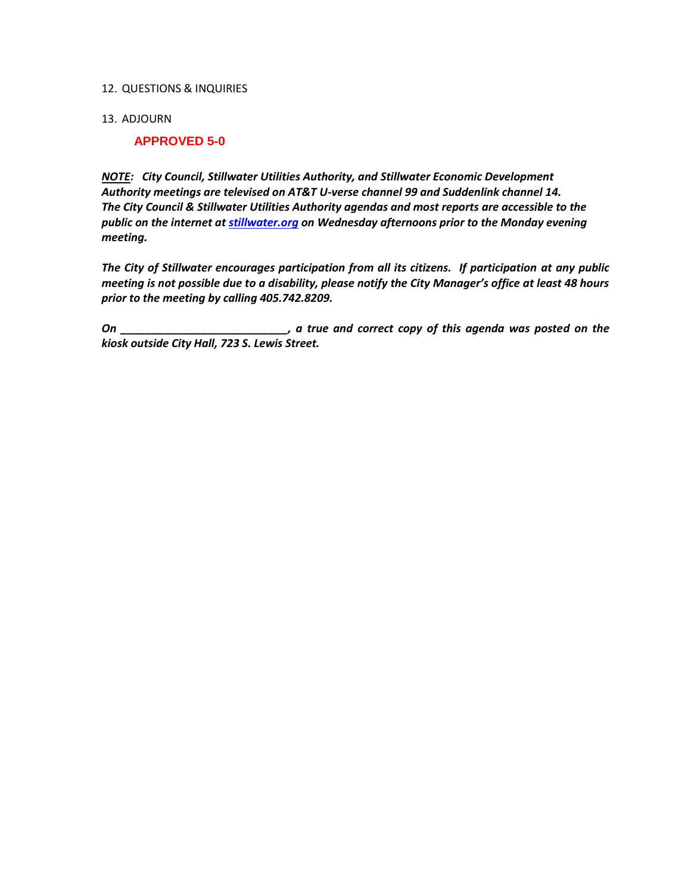12. QUESTIONS & INQUIRIES

13. ADJOURN

**APPROVED 5-0**

***NOTE*: City Council, Stillwater Utilities Authority, and Stillwater Economic Development Authority meetings are televised on AT&T U-verse channel 99 and Suddenlink channel 14. The City Council & Stillwater Utilities Authority agendas and most reports are accessible to the public on the internet at [stillwater.org](stillwater.org) on Wednesday afternoons prior to the Monday evening meeting.**

***The City of Stillwater encourages participation from all its citizens. If participation at any public meeting is not possible due to a disability, please notify the City Manager's office at least 48 hours prior to the meeting by calling 405.742.8209.***

***On ___________________________, a true and correct copy of this agenda was posted on the kiosk outside City Hall, 723 S. Lewis Street.***